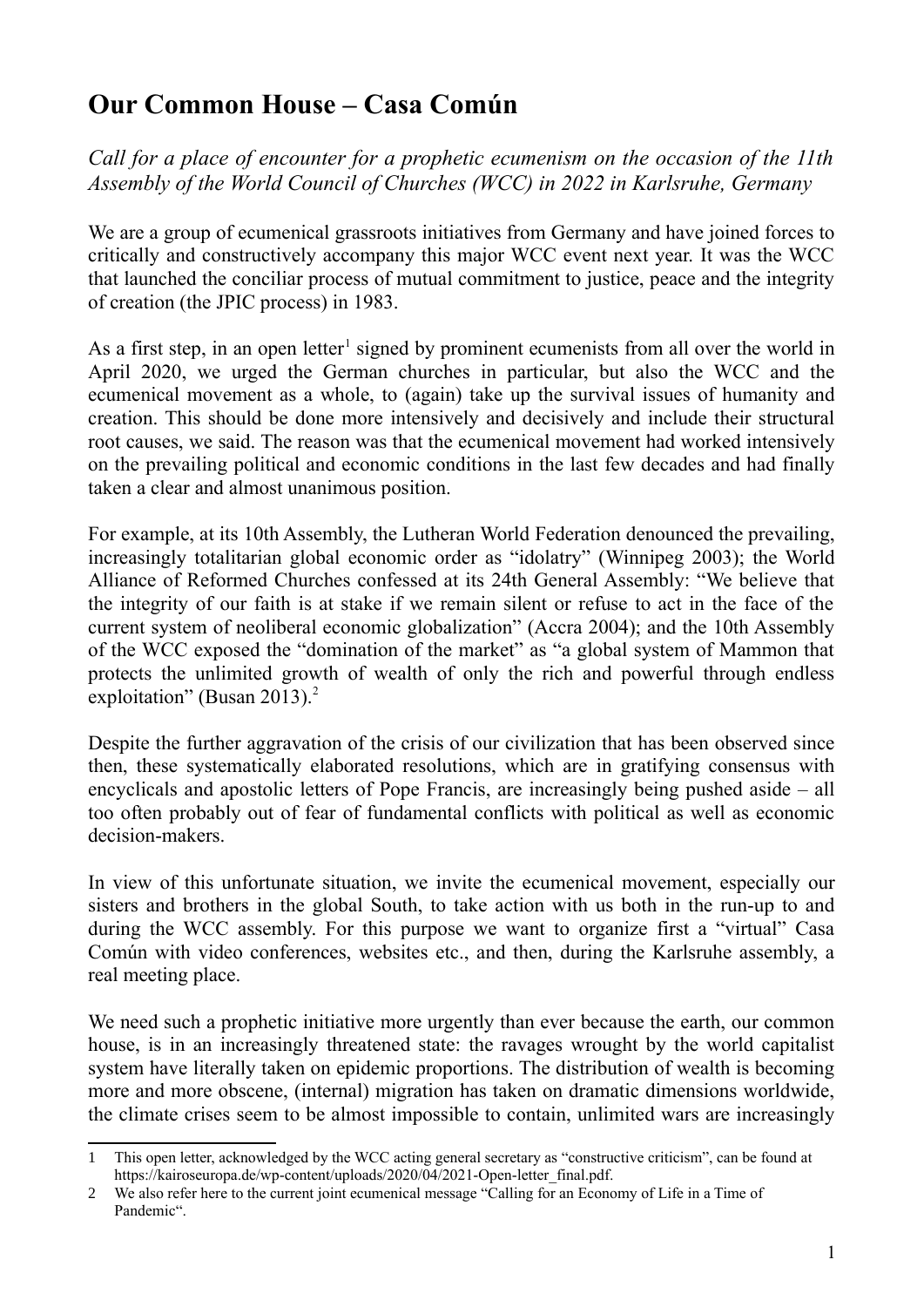# Our Common House – Casa Común

*Call for a place of encounter for a prophetic ecumenism on the occasion of the 11th Assembly of the World Council of Churches (WCC) in 2022 in Karlsruhe, Germany*

We are a group of ecumenical grassroots initiatives from Germany and have joined forces to critically and constructively accompany this major WCC event next year. It was the WCC that launched the conciliar process of mutual commitment to justice, peace and the integrity of creation (the JPIC process) in 1983.

As a first step, in an open letter[1] signed by prominent ecumenists from all over the world in April 2020, we urged the German churches in particular, but also the WCC and the ecumenical movement as a whole, to (again) take up the survival issues of humanity and creation. This should be done more intensively and decisively and include their structural root causes, we said. The reason was that the ecumenical movement had worked intensively on the prevailing political and economic conditions in the last few decades and had finally taken a clear and almost unanimous position.

For example, at its 10th Assembly, the Lutheran World Federation denounced the prevailing, increasingly totalitarian global economic order as "idolatry" (Winnipeg 2003); the World Alliance of Reformed Churches confessed at its 24th General Assembly: "We believe that the integrity of our faith is at stake if we remain silent or refuse to act in the face of the current system of neoliberal economic globalization" (Accra 2004); and the 10th Assembly of the WCC exposed the "domination of the market" as "a global system of Mammon that protects the unlimited growth of wealth of only the rich and powerful through endless exploitation" (Busan 2013).[2]

Despite the further aggravation of the crisis of our civilization that has been observed since then, these systematically elaborated resolutions, which are in gratifying consensus with encyclicals and apostolic letters of Pope Francis, are increasingly being pushed aside – all too often probably out of fear of fundamental conflicts with political as well as economic decision-makers.

In view of this unfortunate situation, we invite the ecumenical movement, especially our sisters and brothers in the global South, to take action with us both in the run-up to and during the WCC assembly. For this purpose we want to organize first a "virtual" Casa Común with video conferences, websites etc., and then, during the Karlsruhe assembly, a real meeting place.

We need such a prophetic initiative more urgently than ever because the earth, our common house, is in an increasingly threatened state: the ravages wrought by the world capitalist system have literally taken on epidemic proportions. The distribution of wealth is becoming more and more obscene, (internal) migration has taken on dramatic dimensions worldwide, the climate crises seem to be almost impossible to contain, unlimited wars are increasingly

---

1 This open letter, acknowledged by the WCC acting general secretary as "constructive criticism", can be found at https://kairoseuropa.de/wp-content/uploads/2020/04/2021-Open-letter_final.pdf.

2 We also refer here to the current joint ecumenical message "Calling for an Economy of Life in a Time of Pandemic".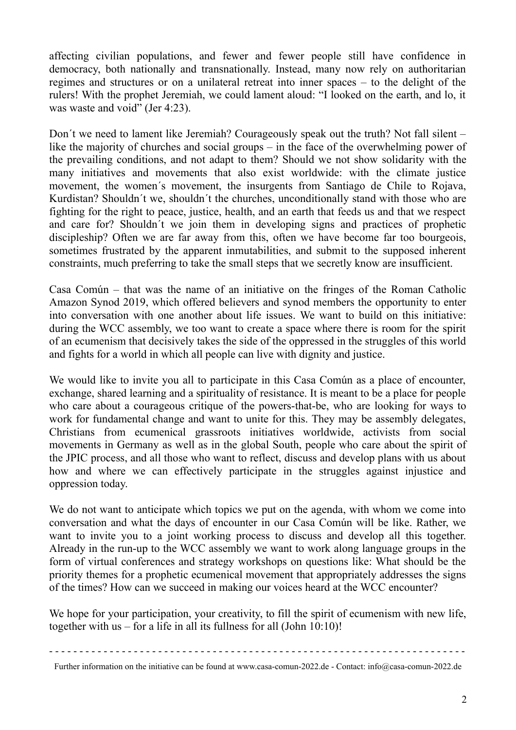affecting civilian populations, and fewer and fewer people still have confidence in democracy, both nationally and transnationally. Instead, many now rely on authoritarian regimes and structures or on a unilateral retreat into inner spaces – to the delight of the rulers! With the prophet Jeremiah, we could lament aloud: "I looked on the earth, and lo, it was waste and void" (Jer 4:23).

Don´t we need to lament like Jeremiah? Courageously speak out the truth? Not fall silent – like the majority of churches and social groups – in the face of the overwhelming power of the prevailing conditions, and not adapt to them? Should we not show solidarity with the many initiatives and movements that also exist worldwide: with the climate justice movement, the women´s movement, the insurgents from Santiago de Chile to Rojava, Kurdistan? Shouldn´t we, shouldn´t the churches, unconditionally stand with those who are fighting for the right to peace, justice, health, and an earth that feeds us and that we respect and care for? Shouldn´t we join them in developing signs and practices of prophetic discipleship? Often we are far away from this, often we have become far too bourgeois, sometimes frustrated by the apparent inmutabilities, and submit to the supposed inherent constraints, much preferring to take the small steps that we secretly know are insufficient.

Casa Común – that was the name of an initiative on the fringes of the Roman Catholic Amazon Synod 2019, which offered believers and synod members the opportunity to enter into conversation with one another about life issues. We want to build on this initiative: during the WCC assembly, we too want to create a space where there is room for the spirit of an ecumenism that decisively takes the side of the oppressed in the struggles of this world and fights for a world in which all people can live with dignity and justice.

We would like to invite you all to participate in this Casa Común as a place of encounter, exchange, shared learning and a spirituality of resistance. It is meant to be a place for people who care about a courageous critique of the powers-that-be, who are looking for ways to work for fundamental change and want to unite for this. They may be assembly delegates, Christians from ecumenical grassroots initiatives worldwide, activists from social movements in Germany as well as in the global South, people who care about the spirit of the JPIC process, and all those who want to reflect, discuss and develop plans with us about how and where we can effectively participate in the struggles against injustice and oppression today.

We do not want to anticipate which topics we put on the agenda, with whom we come into conversation and what the days of encounter in our Casa Común will be like. Rather, we want to invite you to a joint working process to discuss and develop all this together. Already in the run-up to the WCC assembly we want to work along language groups in the form of virtual conferences and strategy workshops on questions like: What should be the priority themes for a prophetic ecumenical movement that appropriately addresses the signs of the times? How can we succeed in making our voices heard at the WCC encounter?

We hope for your participation, your creativity, to fill the spirit of ecumenism with new life, together with us – for a life in all its fullness for all (John 10:10)!

---

Further information on the initiative can be found at www.casa-comun-2022.de - Contact: info@casa-comun-2022.de